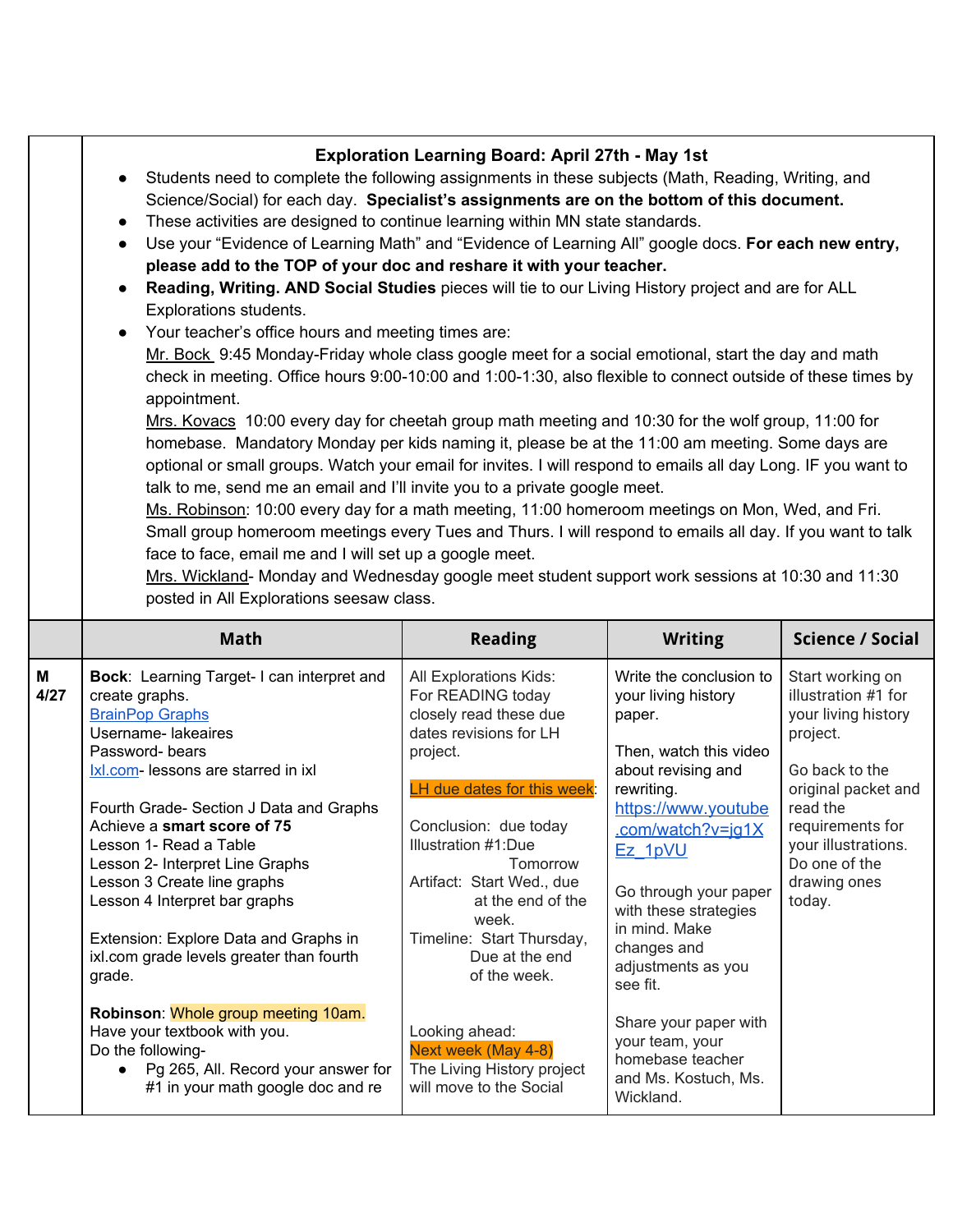## Exploration Learning Board: April 27th - May 1st

- Students need to complete the following assignments in these subjects (Math, Reading, Writing, and Science/Social) for each day. **Specialist's assignments are on the bottom of this document.**
- These activities are designed to continue learning within MN state standards.
- Use your "Evidence of Learning Math" and "Evidence of Learning All" google docs. **For each new entry, please add to the TOP of your doc and reshare it with your teacher.**
- **Reading, Writing. AND Social Studies** pieces will tie to our Living History project and are for ALL Explorations students.
- Your teacher's office hours and meeting times are:
  Mr. Bock 9:45 Monday-Friday whole class google meet for a social emotional, start the day and math check in meeting. Office hours 9:00-10:00 and 1:00-1:30, also flexible to connect outside of these times by appointment.
  Mrs. Kovacs 10:00 every day for cheetah group math meeting and 10:30 for the wolf group, 11:00 for homebase. Mandatory Monday per kids naming it, please be at the 11:00 am meeting. Some days are optional or small groups. Watch your email for invites. I will respond to emails all day Long. IF you want to talk to me, send me an email and I'll invite you to a private google meet.
  Ms. Robinson: 10:00 every day for a math meeting, 11:00 homeroom meetings on Mon, Wed, and Fri. Small group homeroom meetings every Tues and Thurs. I will respond to emails all day. If you want to talk face to face, email me and I will set up a google meet.
  Mrs. Wickland- Monday and Wednesday google meet student support work sessions at 10:30 and 11:30 posted in All Explorations seesaw class.

| | Math | Reading | Writing | Science / Social |
|---|---|---|---|---|
| **M** 4/27 | **Bock**: Learning Target- I can interpret and create graphs.<br>BrainPop Graphs<br>Username- lakeaires<br>Password- bears<br>Ixl.com- lessons are starred in ixl<br><br>Fourth Grade- Section J Data and Graphs<br>Achieve a **smart score of 75**<br>Lesson 1- Read a Table<br>Lesson 2- Interpret Line Graphs<br>Lesson 3 Create line graphs<br>Lesson 4 Interpret bar graphs<br><br>Extension: Explore Data and Graphs in ixl.com grade levels greater than fourth grade.<br><br>**Robinson**: Whole group meeting 10am.<br>Have your textbook with you.<br>Do the following-<br>• Pg 265, All. Record your answer for #1 in your math google doc and re | All Explorations Kids:<br>For READING today closely read these due dates revisions for LH project.<br><br>LH due dates for this week:<br><br>Conclusion: due today<br>Illustration #1:Due Tomorrow<br>Artifact: Start Wed., due at the end of the week.<br>Timeline: Start Thursday, Due at the end of the week.<br><br>Looking ahead:<br>Next week (May 4-8)<br>The Living History project will move to the Social | Write the conclusion to your living history paper.<br><br>Then, watch this video about revising and rewriting.<br>https://www.youtube.com/watch?v=jg1XEz_1pVU<br><br>Go through your paper with these strategies in mind. Make changes and adjustments as you see fit.<br><br>Share your paper with your team, your homebase teacher and Ms. Kostuch, Ms. Wickland. | Start working on illustration #1 for your living history project.<br><br>Go back to the original packet and read the requirements for your illustrations. Do one of the drawing ones today. |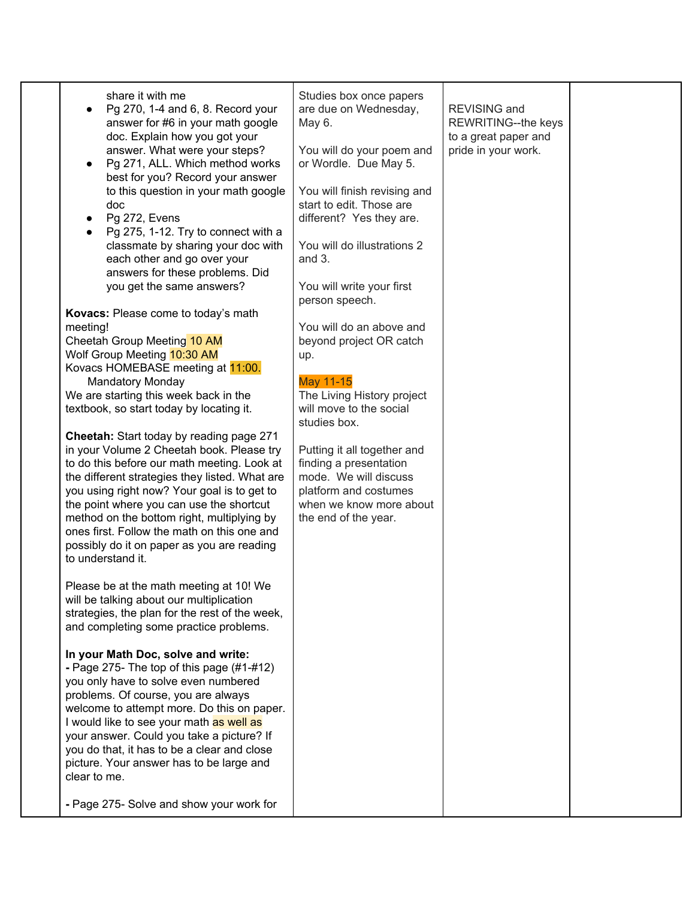| | | | | |
|---|---|---|---|---|
| | share it with me<br>• Pg 270, 1-4 and 6, 8. Record your answer for #6 in your math google doc. Explain how you got your answer. What were your steps?<br>• Pg 271, ALL. Which method works best for you? Record your answer to this question in your math google doc<br>• Pg 272, Evens<br>• Pg 275, 1-12. Try to connect with a classmate by sharing your doc with each other and go over your answers for these problems. Did you get the same answers?<br><br>**Kovacs:** Please come to today's math meeting!<br>Cheetah Group Meeting 10 AM<br>Wolf Group Meeting 10:30 AM<br>Kovacs HOMEBASE meeting at 11:00.<br>Mandatory Monday<br>We are starting this week back in the textbook, so start today by locating it.<br><br>**Cheetah:** Start today by reading page 271 in your Volume 2 Cheetah book. Please try to do this before our math meeting. Look at the different strategies they listed. What are you using right now? Your goal is to get to the point where you can use the shortcut method on the bottom right, multiplying by ones first. Follow the math on this one and possibly do it on paper as you are reading to understand it.<br><br>Please be at the math meeting at 10! We will be talking about our multiplication strategies, the plan for the rest of the week, and completing some practice problems.<br><br>**In your Math Doc, solve and write:**<br>**-** Page 275- The top of this page (#1-#12) you only have to solve even numbered problems. Of course, you are always welcome to attempt more. Do this on paper. I would like to see your math as well as your answer. Could you take a picture? If you do that, it has to be a clear and close picture. Your answer has to be large and clear to me.<br><br>**-** Page 275- Solve and show your work for | Studies box once papers are due on Wednesday, May 6.<br><br>You will do your poem and or Wordle. Due May 5.<br><br>You will finish revising and start to edit. Those are different? Yes they are.<br><br>You will do illustrations 2 and 3.<br><br>You will write your first person speech.<br><br>You will do an above and beyond project OR catch up.<br><br>May 11-15<br>The Living History project will move to the social studies box.<br><br>Putting it all together and finding a presentation mode. We will discuss platform and costumes when we know more about the end of the year. | REVISING and REWRITING--the keys to a great paper and pride in your work. | |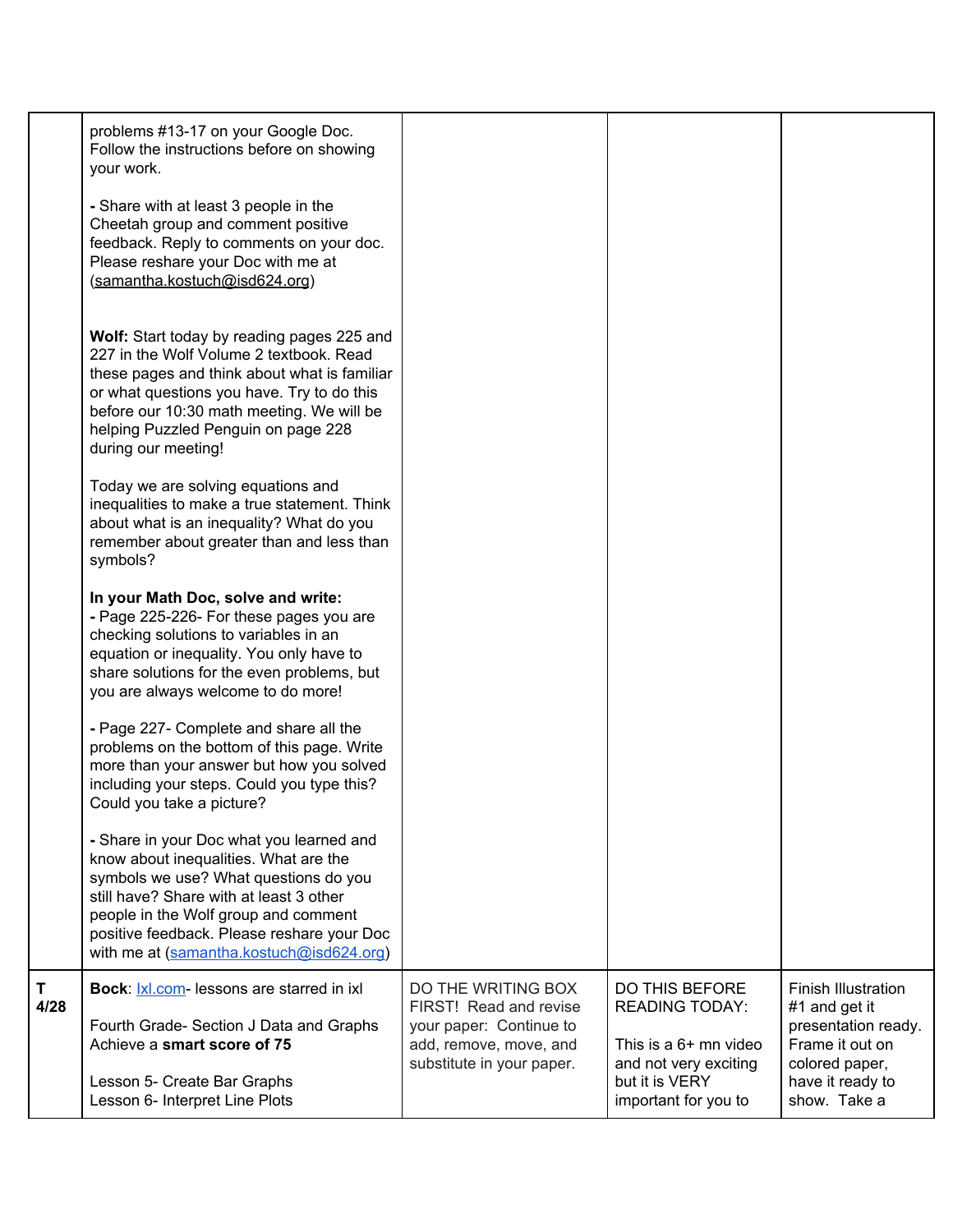| | | | | |
|---|---|---|---|---|
| | problems #13-17 on your Google Doc. Follow the instructions before on showing your work.<br><br>**-** Share with at least 3 people in the Cheetah group and comment positive feedback. Reply to comments on your doc. Please reshare your Doc with me at (samantha.kostuch@isd624.org)<br><br><br>**Wolf:** Start today by reading pages 225 and 227 in the Wolf Volume 2 textbook. Read these pages and think about what is familiar or what questions you have. Try to do this before our 10:30 math meeting. We will be helping Puzzled Penguin on page 228 during our meeting!<br><br>Today we are solving equations and inequalities to make a true statement. Think about what is an inequality? What do you remember about greater than and less than symbols?<br><br>**In your Math Doc, solve and write:**<br>**-** Page 225-226- For these pages you are checking solutions to variables in an equation or inequality. You only have to share solutions for the even problems, but you are always welcome to do more!<br><br>**-** Page 227- Complete and share all the problems on the bottom of this page. Write more than your answer but how you solved including your steps. Could you type this? Could you take a picture?<br><br>**-** Share in your Doc what you learned and know about inequalities. What are the symbols we use? What questions do you still have? Share with at least 3 other people in the Wolf group and comment positive feedback. Please reshare your Doc with me at (samantha.kostuch@isd624.org) | | | |
| **T 4/28** | **Bock**: Ixl.com- lessons are starred in ixl<br><br>Fourth Grade- Section J Data and Graphs Achieve a **smart score of 75**<br><br>Lesson 5- Create Bar Graphs<br>Lesson 6- Interpret Line Plots | DO THE WRITING BOX FIRST! Read and revise your paper: Continue to add, remove, move, and substitute in your paper. | DO THIS BEFORE READING TODAY:<br><br>This is a 6+ mn video and not very exciting but it is VERY important for you to | Finish Illustration #1 and get it presentation ready. Frame it out on colored paper, have it ready to show. Take a |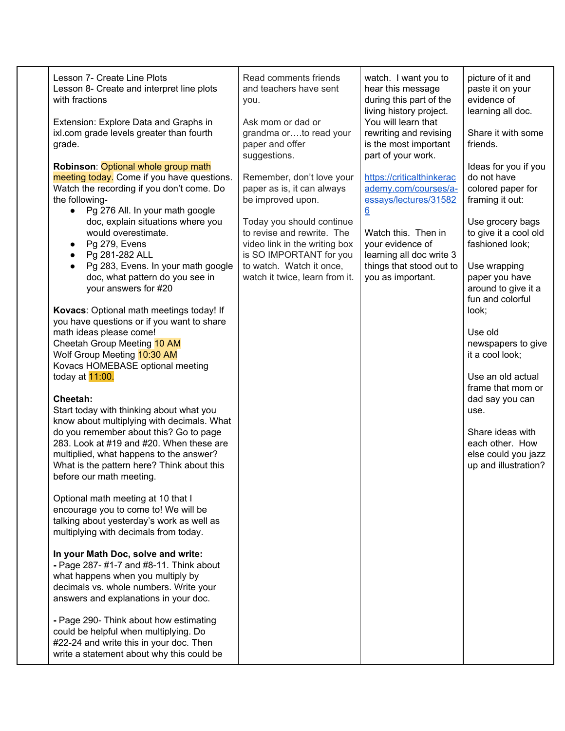| | | | | |
|---|---|---|---|---|
| | Lesson 7- Create Line Plots<br>Lesson 8- Create and interpret line plots with fractions<br><br>Extension: Explore Data and Graphs in ixl.com grade levels greater than fourth grade.<br><br>**Robinson**: Optional whole group math meeting today. Come if you have questions. Watch the recording if you don't come. Do the following-<br>• Pg 276 All. In your math google doc, explain situations where you would overestimate.<br>• Pg 279, Evens<br>• Pg 281-282 ALL<br>• Pg 283, Evens. In your math google doc, what pattern do you see in your answers for #20<br><br>**Kovacs**: Optional math meetings today! If you have questions or if you want to share math ideas please come!<br>Cheetah Group Meeting 10 AM<br>Wolf Group Meeting 10:30 AM<br>Kovacs HOMEBASE optional meeting today at 11:00.<br><br>**Cheetah:**<br>Start today with thinking about what you know about multiplying with decimals. What do you remember about this? Go to page 283. Look at #19 and #20. When these are multiplied, what happens to the answer? What is the pattern here? Think about this before our math meeting.<br><br>Optional math meeting at 10 that I encourage you to come to! We will be talking about yesterday's work as well as multiplying with decimals from today.<br><br>**In your Math Doc, solve and write:**<br>**-** Page 287- #1-7 and #8-11. Think about what happens when you multiply by decimals vs. whole numbers. Write your answers and explanations in your doc.<br><br>**-** Page 290- Think about how estimating could be helpful when multiplying. Do #22-24 and write this in your doc. Then write a statement about why this could be | Read comments friends and teachers have sent you.<br><br>Ask mom or dad or grandma or….to read your paper and offer suggestions.<br><br>Remember, don't love your paper as is, it can always be improved upon.<br><br>Today you should continue to revise and rewrite. The video link in the writing box is SO IMPORTANT for you to watch. Watch it once, watch it twice, learn from it. | watch. I want you to hear this message during this part of the living history project. You will learn that rewriting and revising is the most important part of your work.<br><br>https://criticalthinkeracademy.com/courses/a-essays/lectures/315826<br><br>Watch this. Then in your evidence of learning all doc write 3 things that stood out to you as important. | picture of it and paste it on your evidence of learning all doc.<br><br>Share it with some friends.<br><br>Ideas for you if you do not have colored paper for framing it out:<br><br>Use grocery bags to give it a cool old fashioned look;<br><br>Use wrapping paper you have around to give it a fun and colorful look;<br><br>Use old newspapers to give it a cool look;<br><br>Use an old actual frame that mom or dad say you can use.<br><br>Share ideas with each other. How else could you jazz up and illustration? |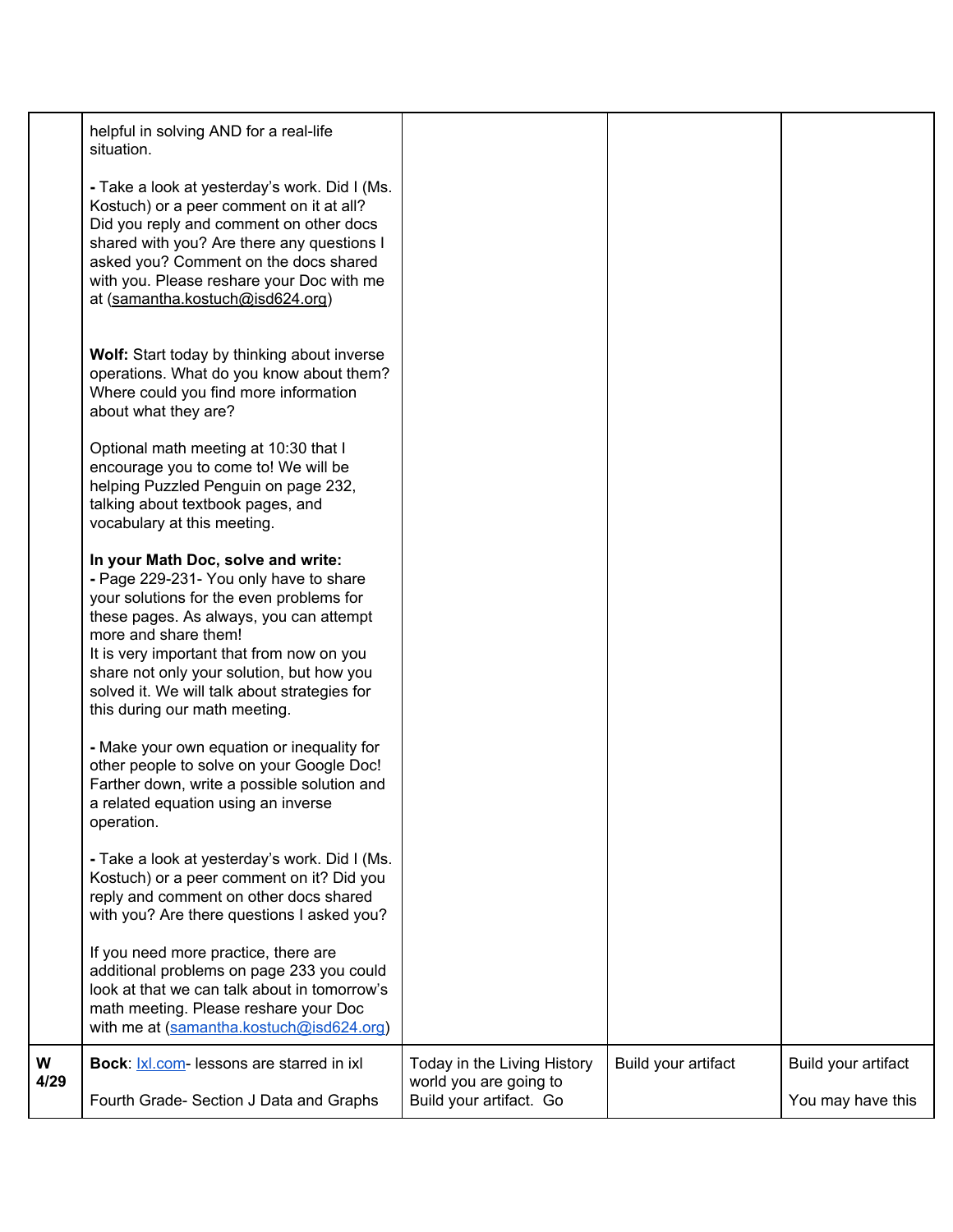| | | | | |
|---|---|---|---|---|
| | helpful in solving AND for a real-life situation.<br><br>**-** Take a look at yesterday's work. Did I (Ms. Kostuch) or a peer comment on it at all? Did you reply and comment on other docs shared with you? Are there any questions I asked you? Comment on the docs shared with you. Please reshare your Doc with me at (samantha.kostuch@isd624.org)<br><br>**Wolf:** Start today by thinking about inverse operations. What do you know about them? Where could you find more information about what they are?<br><br>Optional math meeting at 10:30 that I encourage you to come to! We will be helping Puzzled Penguin on page 232, talking about textbook pages, and vocabulary at this meeting.<br><br>**In your Math Doc, solve and write:**<br>**-** Page 229-231- You only have to share your solutions for the even problems for these pages. As always, you can attempt more and share them!<br>It is very important that from now on you share not only your solution, but how you solved it. We will talk about strategies for this during our math meeting.<br><br>**-** Make your own equation or inequality for other people to solve on your Google Doc! Farther down, write a possible solution and a related equation using an inverse operation.<br><br>**-** Take a look at yesterday's work. Did I (Ms. Kostuch) or a peer comment on it? Did you reply and comment on other docs shared with you? Are there questions I asked you?<br><br>If you need more practice, there are additional problems on page 233 you could look at that we can talk about in tomorrow's math meeting. Please reshare your Doc with me at (samantha.kostuch@isd624.org) | | | |
| **W 4/29** | **Bock**: Ixl.com- lessons are starred in ixl<br><br>Fourth Grade- Section J Data and Graphs | Today in the Living History world you are going to Build your artifact. Go | Build your artifact | Build your artifact<br><br>You may have this |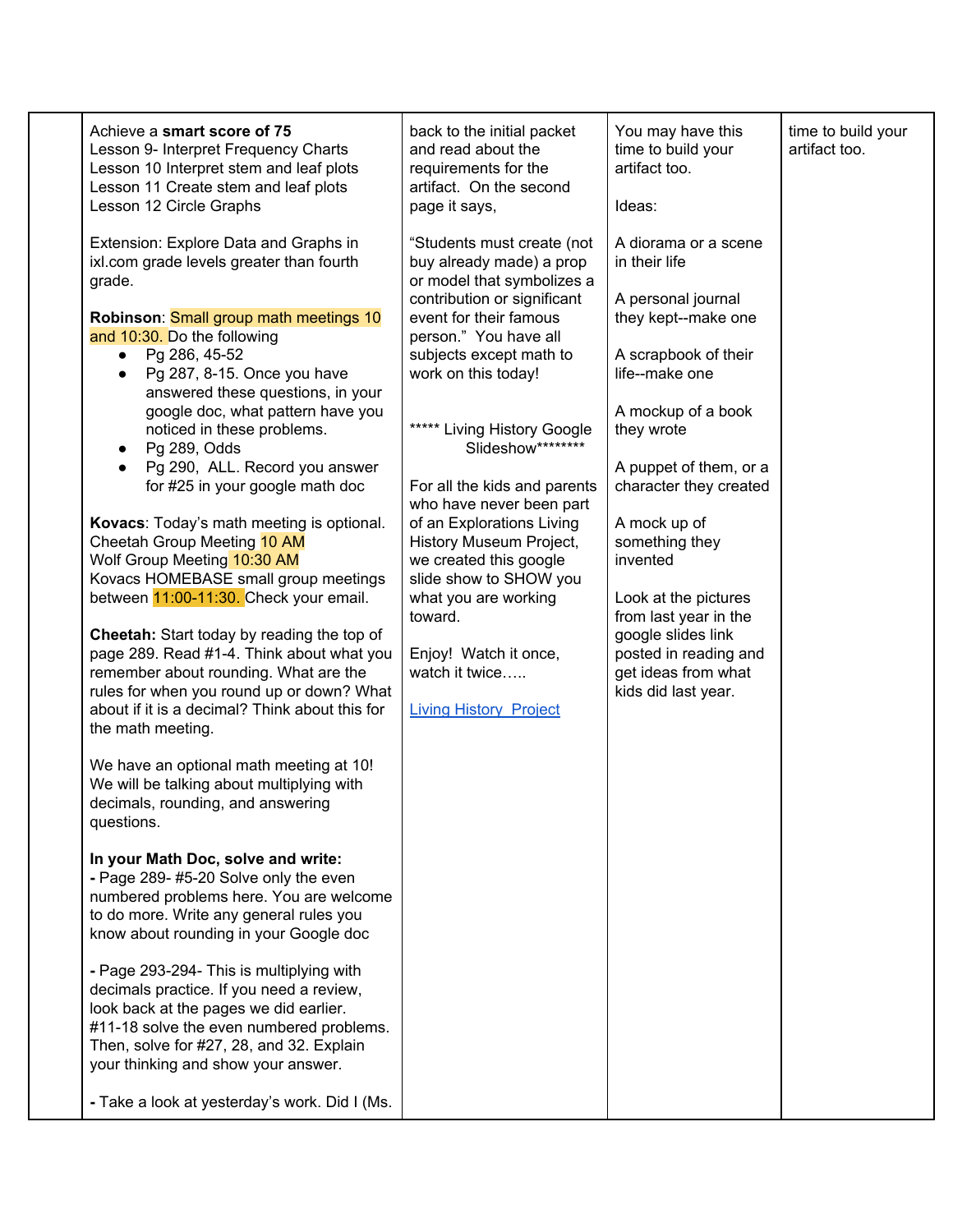| | | | | |
|---|---|---|---|---|
| | Achieve a **smart score of 75**<br>Lesson 9- Interpret Frequency Charts<br>Lesson 10 Interpret stem and leaf plots<br>Lesson 11 Create stem and leaf plots<br>Lesson 12 Circle Graphs<br><br>Extension: Explore Data and Graphs in ixl.com grade levels greater than fourth grade.<br><br>**Robinson**: Small group math meetings 10 and 10:30. Do the following<br>● Pg 286, 45-52<br>● Pg 287, 8-15. Once you have answered these questions, in your google doc, what pattern have you noticed in these problems.<br>● Pg 289, Odds<br>● Pg 290, ALL. Record you answer for #25 in your google math doc<br><br>**Kovacs**: Today's math meeting is optional.<br>Cheetah Group Meeting 10 AM<br>Wolf Group Meeting 10:30 AM<br>Kovacs HOMEBASE small group meetings between 11:00-11:30. Check your email.<br><br>**Cheetah:** Start today by reading the top of page 289. Read #1-4. Think about what you remember about rounding. What are the rules for when you round up or down? What about if it is a decimal? Think about this for the math meeting.<br><br>We have an optional math meeting at 10! We will be talking about multiplying with decimals, rounding, and answering questions.<br><br>**In your Math Doc, solve and write:**<br>**-** Page 289- #5-20 Solve only the even numbered problems here. You are welcome to do more. Write any general rules you know about rounding in your Google doc<br><br>**-** Page 293-294- This is multiplying with decimals practice. If you need a review, look back at the pages we did earlier. #11-18 solve the even numbered problems. Then, solve for #27, 28, and 32. Explain your thinking and show your answer.<br><br>**-** Take a look at yesterday's work. Did I (Ms. | back to the initial packet and read about the requirements for the artifact. On the second page it says,<br><br>"Students must create (not buy already made) a prop or model that symbolizes a contribution or significant event for their famous person." You have all subjects except math to work on this today!<br><br>***** Living History Google Slideshow********<br><br>For all the kids and parents who have never been part of an Explorations Living History Museum Project, we created this google slide show to SHOW you what you are working toward.<br><br>Enjoy! Watch it once, watch it twice…..<br><br>Living History Project | You may have this time to build your artifact too.<br><br>Ideas:<br><br>A diorama or a scene in their life<br><br>A personal journal they kept--make one<br><br>A scrapbook of their life--make one<br><br>A mockup of a book they wrote<br><br>A puppet of them, or a character they created<br><br>A mock up of something they invented<br><br>Look at the pictures from last year in the google slides link posted in reading and get ideas from what kids did last year. | time to build your artifact too. |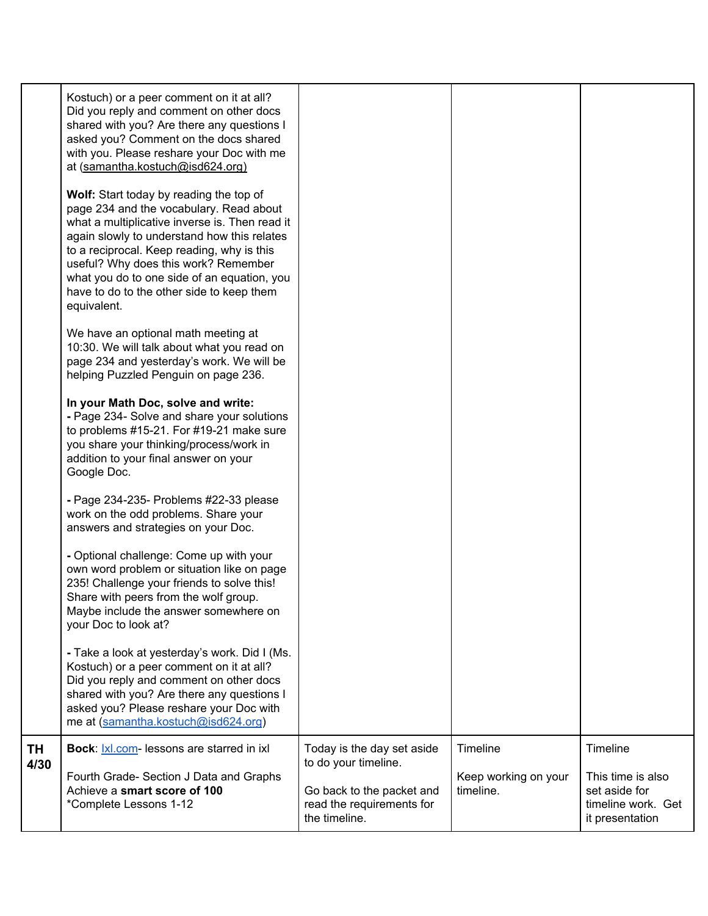| | | | | |
|---|---|---|---|---|
| | Kostuch) or a peer comment on it at all? Did you reply and comment on other docs shared with you? Are there any questions I asked you? Comment on the docs shared with you. Please reshare your Doc with me at (samantha.kostuch@isd624.org)<br><br>**Wolf:** Start today by reading the top of page 234 and the vocabulary. Read about what a multiplicative inverse is. Then read it again slowly to understand how this relates to a reciprocal. Keep reading, why is this useful? Why does this work? Remember what you do to one side of an equation, you have to do to the other side to keep them equivalent.<br><br>We have an optional math meeting at 10:30. We will talk about what you read on page 234 and yesterday's work. We will be helping Puzzled Penguin on page 236.<br><br>**In your Math Doc, solve and write:**<br>**-** Page 234- Solve and share your solutions to problems #15-21. For #19-21 make sure you share your thinking/process/work in addition to your final answer on your Google Doc.<br><br>**-** Page 234-235- Problems #22-33 please work on the odd problems. Share your answers and strategies on your Doc.<br><br>**-** Optional challenge: Come up with your own word problem or situation like on page 235! Challenge your friends to solve this! Share with peers from the wolf group. Maybe include the answer somewhere on your Doc to look at?<br><br>**-** Take a look at yesterday's work. Did I (Ms. Kostuch) or a peer comment on it at all? Did you reply and comment on other docs shared with you? Are there any questions I asked you? Please reshare your Doc with me at (samantha.kostuch@isd624.org) | | | |
| **TH 4/30** | **Bock**: Ixl.com- lessons are starred in ixl<br><br>Fourth Grade- Section J Data and Graphs Achieve a **smart score of 100**<br>*Complete Lessons 1-12 | Today is the day set aside to do your timeline.<br><br>Go back to the packet and read the requirements for the timeline. | Timeline<br><br>Keep working on your timeline. | Timeline<br><br>This time is also set aside for timeline work. Get it presentation |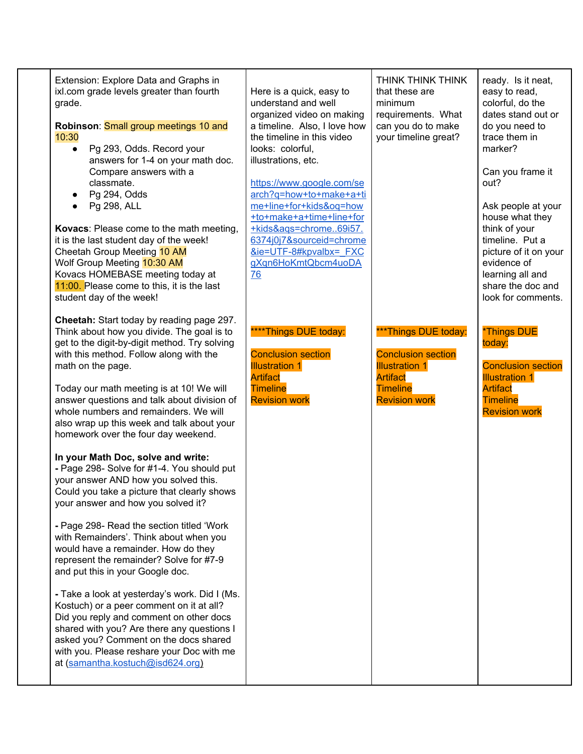| | | | | |
|---|---|---|---|---|
| | Extension: Explore Data and Graphs in ixl.com grade levels greater than fourth grade.<br><br>**Robinson**: Small group meetings 10 and 10:30<br>● Pg 293, Odds. Record your answers for 1-4 on your math doc. Compare answers with a classmate.<br>● Pg 294, Odds<br>● Pg 298, ALL<br><br>**Kovacs**: Please come to the math meeting, it is the last student day of the week!<br>Cheetah Group Meeting 10 AM<br>Wolf Group Meeting 10:30 AM<br>Kovacs HOMEBASE meeting today at 11:00. Please come to this, it is the last student day of the week!<br><br>**Cheetah:** Start today by reading page 297. Think about how you divide. The goal is to get to the digit-by-digit method. Try solving with this method. Follow along with the math on the page.<br><br>Today our math meeting is at 10! We will answer questions and talk about division of whole numbers and remainders. We will also wrap up this week and talk about your homework over the four day weekend.<br><br>**In your Math Doc, solve and write:**<br>**-** Page 298- Solve for #1-4. You should put your answer AND how you solved this. Could you take a picture that clearly shows your answer and how you solved it?<br><br>**-** Page 298- Read the section titled 'Work with Remainders'. Think about when you would have a remainder. How do they represent the remainder? Solve for #7-9 and put this in your Google doc.<br><br>**-** Take a look at yesterday's work. Did I (Ms. Kostuch) or a peer comment on it at all? Did you reply and comment on other docs shared with you? Are there any questions I asked you? Comment on the docs shared with you. Please reshare your Doc with me at (samantha.kostuch@isd624.org) | Here is a quick, easy to understand and well organized video on making a timeline. Also, I love how the timeline in this video looks: colorful, illustrations, etc.<br><br>https://www.google.com/search?q=how+to+make+a+time+line+for+kids&oq=how+to+make+a+time+line+for+kids&aqs=chrome..69i57.6374j0j7&sourceid=chrome&ie=UTF-8#kpvalbx=_FXCgXqn6HoKmtQbcm4uoDA76<br><br>****Things DUE today:<br><br>Conclusion section<br>Illustration 1<br>Artifact<br>Timeline<br>Revision work | THINK THINK THINK that these are minimum requirements. What can you do to make your timeline great?<br><br>***Things DUE today:<br><br>Conclusion section<br>Illustration 1<br>Artifact<br>Timeline<br>Revision work | ready. Is it neat, easy to read, colorful, do the dates stand out or do you need to trace them in marker?<br><br>Can you frame it out?<br><br>Ask people at your house what they think of your timeline. Put a picture of it on your evidence of learning all and share the doc and look for comments.<br><br>*Things DUE today:<br><br>Conclusion section<br>Illustration 1<br>Artifact<br>Timeline<br>Revision work |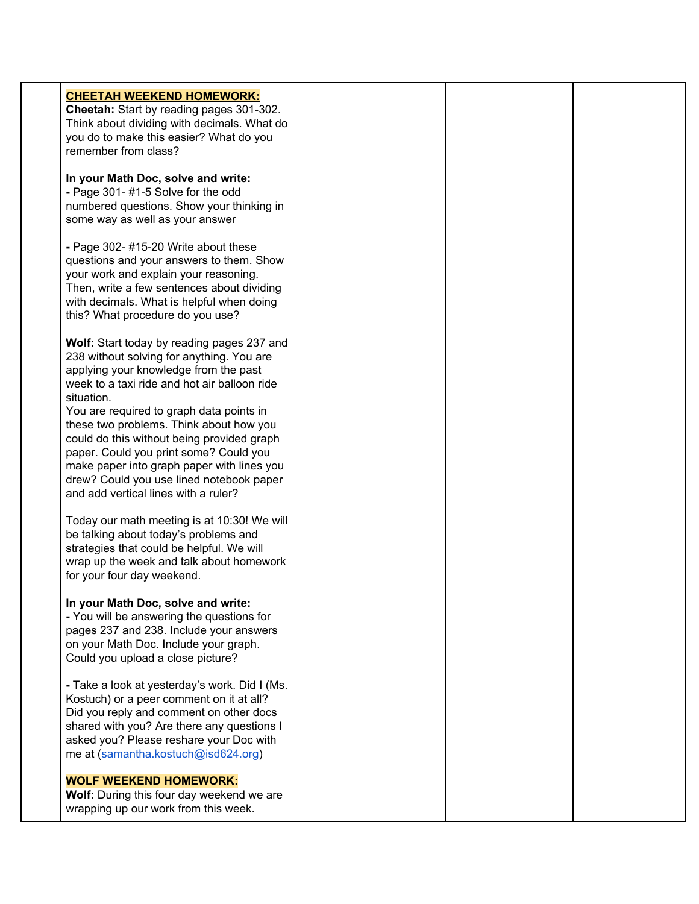| | | | | |
|---|---|---|---|---|
| | **CHEETAH WEEKEND HOMEWORK:**<br>**Cheetah:** Start by reading pages 301-302. Think about dividing with decimals. What do you do to make this easier? What do you remember from class?<br><br>**In your Math Doc, solve and write:**<br>**-** Page 301- #1-5 Solve for the odd numbered questions. Show your thinking in some way as well as your answer<br><br>**-** Page 302- #15-20 Write about these questions and your answers to them. Show your work and explain your reasoning. Then, write a few sentences about dividing with decimals. What is helpful when doing this? What procedure do you use?<br><br>**Wolf:** Start today by reading pages 237 and 238 without solving for anything. You are applying your knowledge from the past week to a taxi ride and hot air balloon ride situation.<br>You are required to graph data points in these two problems. Think about how you could do this without being provided graph paper. Could you print some? Could you make paper into graph paper with lines you drew? Could you use lined notebook paper and add vertical lines with a ruler?<br><br>Today our math meeting is at 10:30! We will be talking about today's problems and strategies that could be helpful. We will wrap up the week and talk about homework for your four day weekend.<br><br>**In your Math Doc, solve and write:**<br>**-** You will be answering the questions for pages 237 and 238. Include your answers on your Math Doc. Include your graph. Could you upload a close picture?<br><br>**-** Take a look at yesterday's work. Did I (Ms. Kostuch) or a peer comment on it at all? Did you reply and comment on other docs shared with you? Are there any questions I asked you? Please reshare your Doc with me at (samantha.kostuch@isd624.org)<br><br>**WOLF WEEKEND HOMEWORK:**<br>**Wolf:** During this four day weekend we are wrapping up our work from this week. | | | |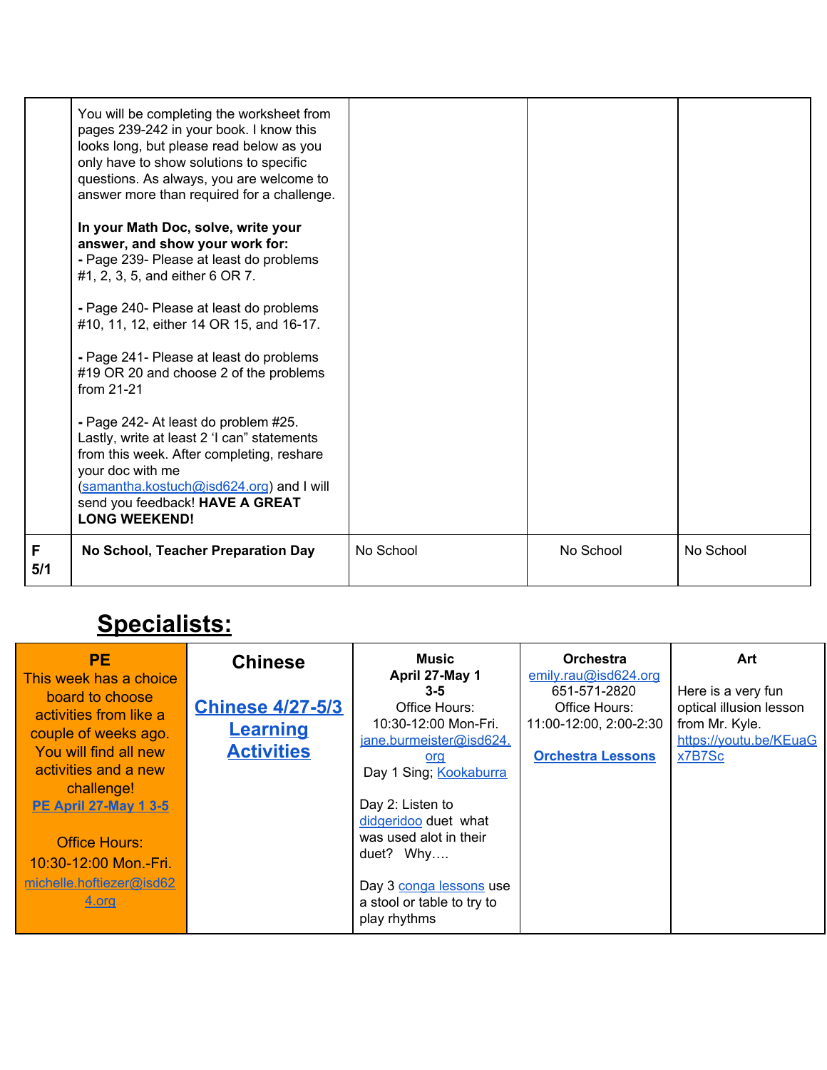| | | | | |
|---|---|---|---|---|
| | You will be completing the worksheet from pages 239-242 in your book. I know this looks long, but please read below as you only have to show solutions to specific questions. As always, you are welcome to answer more than required for a challenge.<br><br>**In your Math Doc, solve, write your answer, and show your work for:**<br>**-** Page 239- Please at least do problems #1, 2, 3, 5, and either 6 OR 7.<br><br>**-** Page 240- Please at least do problems #10, 11, 12, either 14 OR 15, and 16-17.<br><br>**-** Page 241- Please at least do problems #19 OR 20 and choose 2 of the problems from 21-21<br><br>**-** Page 242- At least do problem #25. Lastly, write at least 2 'I can" statements from this week. After completing, reshare your doc with me (samantha.kostuch@isd624.org) and I will send you feedback! **HAVE A GREAT LONG WEEKEND!** | | | |
| **F 5/1** | **No School, Teacher Preparation Day** | No School | No School | No School |

## Specialists:

| | | | | |
|---|---|---|---|---|
| **PE**<br>This week has a choice board to choose activities from like a couple of weeks ago. You will find all new activities and a new challenge!<br>**PE April 27-May 1 3-5**<br><br>Office Hours:<br>10:30-12:00 Mon.-Fri.<br>michelle.hoftiezer@isd624.org | **Chinese**<br><br>**Chinese 4/27-5/3 Learning Activities** | **Music**<br>**April 27-May 1**<br>**3-5**<br>Office Hours:<br>10:30-12:00 Mon-Fri.<br>jane.burmeister@isd624.org<br>Day 1 Sing; Kookaburra<br><br>Day 2: Listen to didgeridoo duet what was used alot in their duet? Why….<br><br>Day 3 conga lessons use a stool or table to try to play rhythms | **Orchestra**<br>emily.rau@isd624.org<br>651-571-2820<br>Office Hours:<br>11:00-12:00, 2:00-2:30<br><br>**Orchestra Lessons** | **Art**<br><br>Here is a very fun optical illusion lesson from Mr. Kyle.<br>https://youtu.be/KEuaGx7B7Sc |